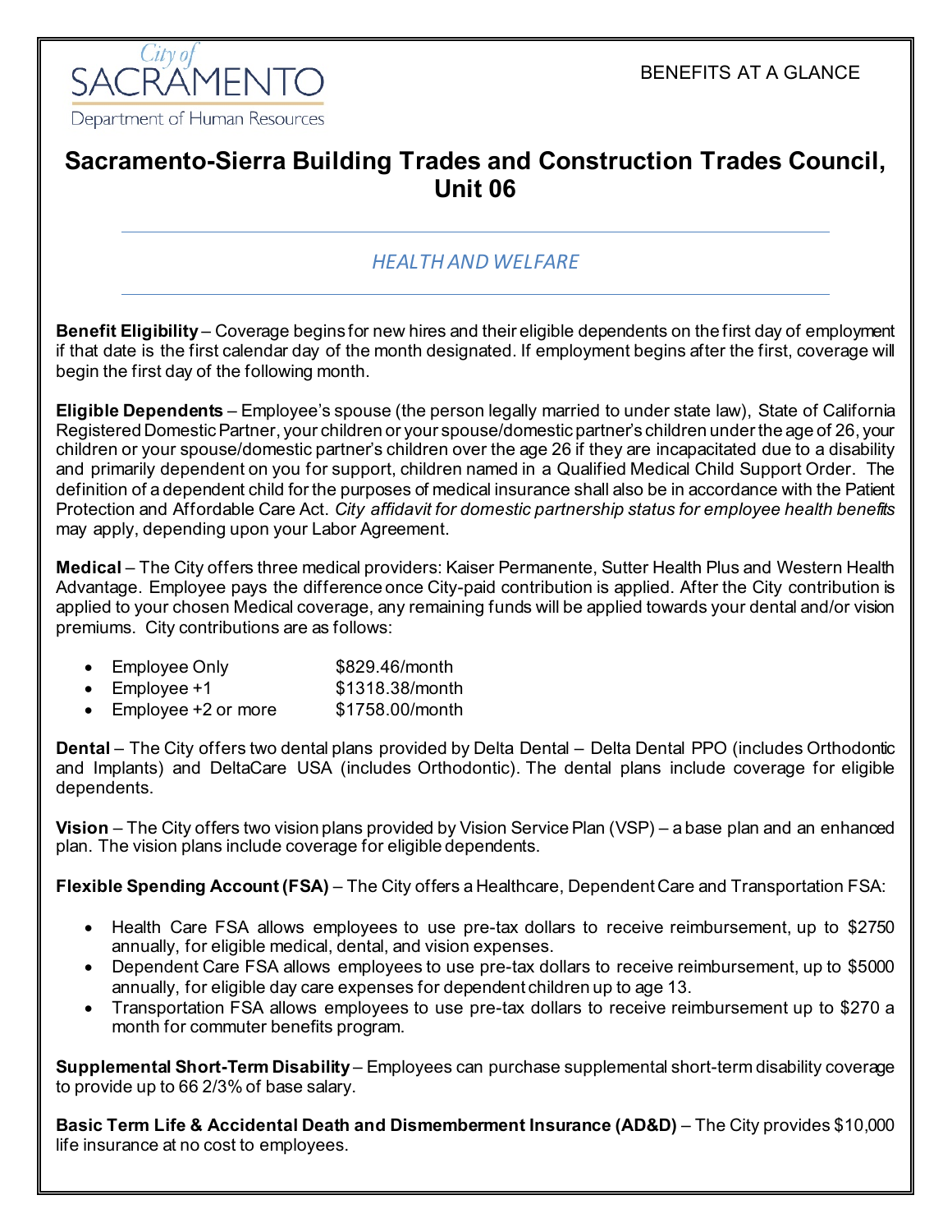City of SACRAMENTO
Department of Human Resources

BENEFITS AT A GLANCE

# Sacramento-Sierra Building Trades and Construction Trades Council, Unit 06

## *HEALTH AND WELFARE*

**Benefit Eligibility** – Coverage begins for new hires and their eligible dependents on the first day of employment if that date is the first calendar day of the month designated. If employment begins after the first, coverage will begin the first day of the following month.

**Eligible Dependents** – Employee's spouse (the person legally married to under state law), State of California Registered Domestic Partner, your children or your spouse/domestic partner's children under the age of 26, your children or your spouse/domestic partner's children over the age 26 if they are incapacitated due to a disability and primarily dependent on you for support, children named in a Qualified Medical Child Support Order. The definition of a dependent child for the purposes of medical insurance shall also be in accordance with the Patient Protection and Affordable Care Act. *City affidavit for domestic partnership status for employee health benefits* may apply, depending upon your Labor Agreement.

**Medical** – The City offers three medical providers: Kaiser Permanente, Sutter Health Plus and Western Health Advantage. Employee pays the difference once City-paid contribution is applied. After the City contribution is applied to your chosen Medical coverage, any remaining funds will be applied towards your dental and/or vision premiums. City contributions are as follows:

- Employee Only $829.46/month
- Employee +1 $1318.38/month
- Employee +2 or more $1758.00/month

**Dental** – The City offers two dental plans provided by Delta Dental – Delta Dental PPO (includes Orthodontic and Implants) and DeltaCare USA (includes Orthodontic). The dental plans include coverage for eligible dependents.

**Vision** – The City offers two vision plans provided by Vision Service Plan (VSP) – a base plan and an enhanced plan. The vision plans include coverage for eligible dependents.

**Flexible Spending Account (FSA)** – The City offers a Healthcare, Dependent Care and Transportation FSA:

- Health Care FSA allows employees to use pre-tax dollars to receive reimbursement, up to $2750 annually, for eligible medical, dental, and vision expenses.
- Dependent Care FSA allows employees to use pre-tax dollars to receive reimbursement, up to $5000 annually, for eligible day care expenses for dependent children up to age 13.
- Transportation FSA allows employees to use pre-tax dollars to receive reimbursement up to $270 a month for commuter benefits program.

**Supplemental Short-Term Disability** – Employees can purchase supplemental short-term disability coverage to provide up to 66 2/3% of base salary.

**Basic Term Life & Accidental Death and Dismemberment Insurance (AD&D)** – The City provides $10,000 life insurance at no cost to employees.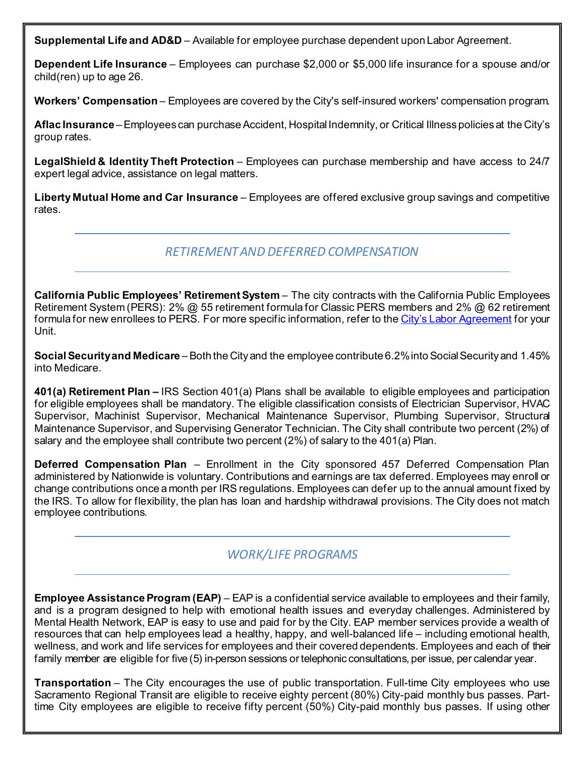**Supplemental Life and AD&D** – Available for employee purchase dependent upon Labor Agreement.

**Dependent Life Insurance** – Employees can purchase $2,000 or $5,000 life insurance for a spouse and/or child(ren) up to age 26.

**Workers' Compensation** – Employees are covered by the City's self-insured workers' compensation program.

**Aflac Insurance** – Employees can purchase Accident, Hospital Indemnity, or Critical Illness policies at the City's group rates.

**LegalShield & Identity Theft Protection** – Employees can purchase membership and have access to 24/7 expert legal advice, assistance on legal matters.

**Liberty Mutual Home and Car Insurance** – Employees are offered exclusive group savings and competitive rates.

## *RETIREMENT AND DEFERRED COMPENSATION*

**California Public Employees' Retirement System** – The city contracts with the California Public Employees Retirement System (PERS): 2% @ 55 retirement formula for Classic PERS members and 2% @ 62 retirement formula for new enrollees to PERS. For more specific information, refer to the City's Labor Agreement for your Unit.

**Social Security and Medicare** – Both the City and the employee contribute 6.2% into Social Security and 1.45% into Medicare.

**401(a) Retirement Plan –** IRS Section 401(a) Plans shall be available to eligible employees and participation for eligible employees shall be mandatory. The eligible classification consists of Electrician Supervisor, HVAC Supervisor, Machinist Supervisor, Mechanical Maintenance Supervisor, Plumbing Supervisor, Structural Maintenance Supervisor, and Supervising Generator Technician. The City shall contribute two percent (2%) of salary and the employee shall contribute two percent (2%) of salary to the 401(a) Plan.

**Deferred Compensation Plan** – Enrollment in the City sponsored 457 Deferred Compensation Plan administered by Nationwide is voluntary. Contributions and earnings are tax deferred. Employees may enroll or change contributions once a month per IRS regulations. Employees can defer up to the annual amount fixed by the IRS. To allow for flexibility, the plan has loan and hardship withdrawal provisions. The City does not match employee contributions.

## *WORK/LIFE PROGRAMS*

**Employee Assistance Program (EAP)** – EAP is a confidential service available to employees and their family, and is a program designed to help with emotional health issues and everyday challenges. Administered by Mental Health Network, EAP is easy to use and paid for by the City. EAP member services provide a wealth of resources that can help employees lead a healthy, happy, and well-balanced life – including emotional health, wellness, and work and life services for employees and their covered dependents. Employees and each of their family member are eligible for five (5) in-person sessions or telephonic consultations, per issue, per calendar year.

**Transportation** – The City encourages the use of public transportation. Full-time City employees who use Sacramento Regional Transit are eligible to receive eighty percent (80%) City-paid monthly bus passes. Part-time City employees are eligible to receive fifty percent (50%) City-paid monthly bus passes. If using other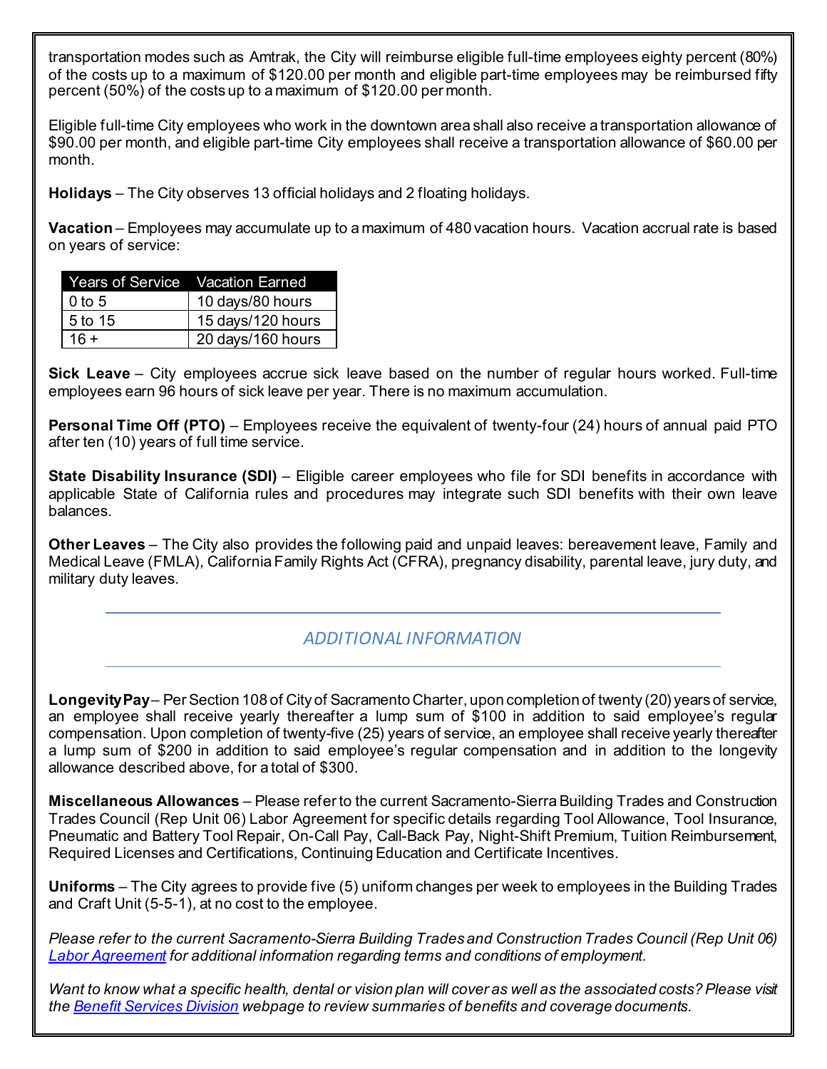transportation modes such as Amtrak, the City will reimburse eligible full-time employees eighty percent (80%) of the costs up to a maximum of $120.00 per month and eligible part-time employees may be reimbursed fifty percent (50%) of the costs up to a maximum of $120.00 per month.

Eligible full-time City employees who work in the downtown area shall also receive a transportation allowance of $90.00 per month, and eligible part-time City employees shall receive a transportation allowance of $60.00 per month.

**Holidays** – The City observes 13 official holidays and 2 floating holidays.

**Vacation** – Employees may accumulate up to a maximum of 480 vacation hours. Vacation accrual rate is based on years of service:

| Years of Service | Vacation Earned |
|---|---|
| 0 to 5 | 10 days/80 hours |
| 5 to 15 | 15 days/120 hours |
| 16 + | 20 days/160 hours |

**Sick Leave** – City employees accrue sick leave based on the number of regular hours worked. Full-time employees earn 96 hours of sick leave per year. There is no maximum accumulation.

**Personal Time Off (PTO)** – Employees receive the equivalent of twenty-four (24) hours of annual paid PTO after ten (10) years of full time service.

**State Disability Insurance (SDI)** – Eligible career employees who file for SDI benefits in accordance with applicable State of California rules and procedures may integrate such SDI benefits with their own leave balances.

**Other Leaves** – The City also provides the following paid and unpaid leaves: bereavement leave, Family and Medical Leave (FMLA), California Family Rights Act (CFRA), pregnancy disability, parental leave, jury duty, and military duty leaves.

## *ADDITIONAL INFORMATION*

**Longevity Pay** – Per Section 108 of City of Sacramento Charter, upon completion of twenty (20) years of service, an employee shall receive yearly thereafter a lump sum of $100 in addition to said employee's regular compensation. Upon completion of twenty-five (25) years of service, an employee shall receive yearly thereafter a lump sum of $200 in addition to said employee's regular compensation and in addition to the longevity allowance described above, for a total of $300.

**Miscellaneous Allowances** – Please refer to the current Sacramento-Sierra Building Trades and Construction Trades Council (Rep Unit 06) Labor Agreement for specific details regarding Tool Allowance, Tool Insurance, Pneumatic and Battery Tool Repair, On-Call Pay, Call-Back Pay, Night-Shift Premium, Tuition Reimbursement, Required Licenses and Certifications, Continuing Education and Certificate Incentives.

**Uniforms** – The City agrees to provide five (5) uniform changes per week to employees in the Building Trades and Craft Unit (5-5-1), at no cost to the employee.

*Please refer to the current Sacramento-Sierra Building Trades and Construction Trades Council (Rep Unit 06) Labor Agreement for additional information regarding terms and conditions of employment.*

*Want to know what a specific health, dental or vision plan will cover as well as the associated costs? Please visit the Benefit Services Division webpage to review summaries of benefits and coverage documents.*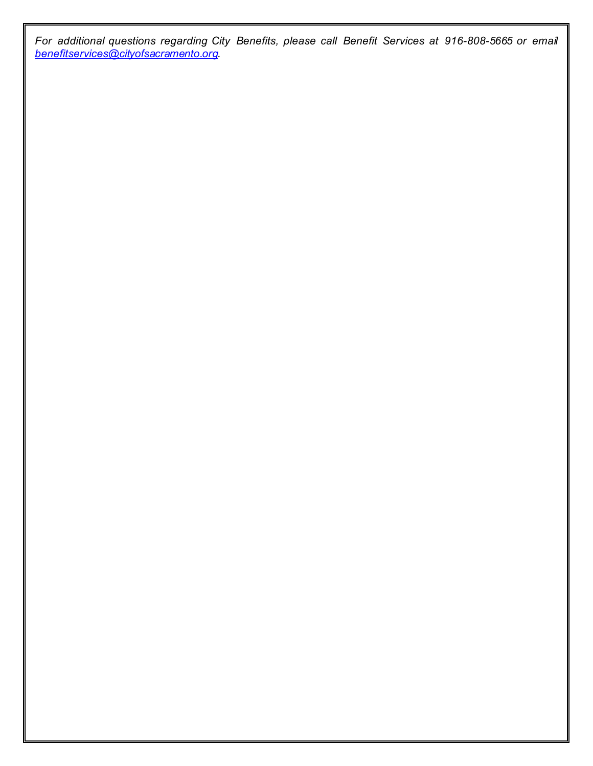*For additional questions regarding City Benefits, please call Benefit Services at 916-808-5665 or email [benefitservices@cityofsacramento.org](mailto:benefitservices@cityofsacramento.org).*